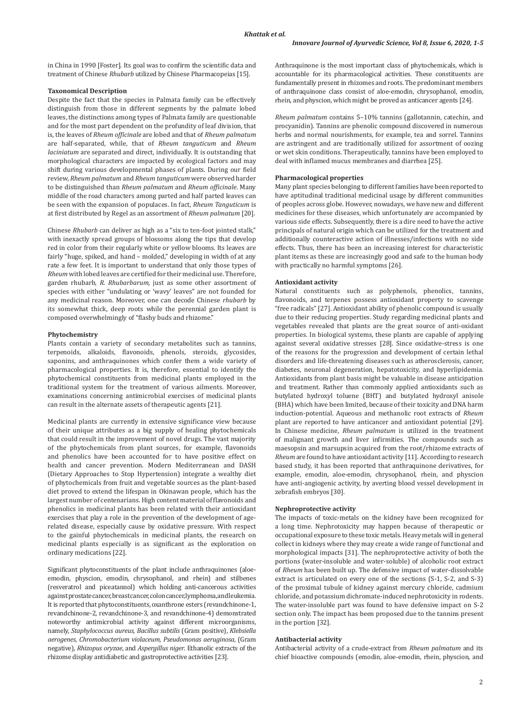in China in 1990 [Foster]. Its goal was to confirm the scientific data and treatment of Chinese *Rhubarb* utilized by Chinese Pharmacopeias [15].

**Taxonomical Description**

Despite the fact that the species in Palmata family can be effectively distinguish from those in different segments by the palmate lobed leaves, the distinctions among types of Palmata family are questionable and for the most part dependent on the profundity of leaf division, that is, the leaves of *Rheum officinale* are lobed and that of *Rheum palmatum* are half-separated, while, that of *Rheum tanguticum* and *Rheum laciniatum* are separated and direct, individually. It is outstanding that morphological characters are impacted by ecological factors and may shift during various developmental phases of plants. During our field review, *Rheum palmatum* and *Rheum tanguticum* were observed harder to be distinguished than *Rheum palmatum* and *Rheum officinale*. Many middle of the road characters among parted and half parted leaves can be seen with the expansion of populaces. In fact, *Rheum Tanguticum* is at first distributed by Regel as an assortment of *Rheum palmatum* [20].

Chinese *Rhubarb* can deliver as high as a "six to ten-foot jointed stalk," with inexactly spread groups of blossoms along the tips that develop red in color from their regularly white or yellow blooms. Its leaves are fairly "huge, spiked, and hand – molded," developing in width of at any rate a few feet. It is important to understand that only those types of *Rheum* with lobed leaves are certified for their medicinal use. Therefore, garden rhubarb, *R. Rhubarbarum*, just as some other assortment of species with either "undulating or 'wavy' leaves" are not founded for any medicinal reason. Moreover, one can decode Chinese *rhubarb* by its somewhat thick, deep roots while the perennial garden plant is composed overwhelmingly of "flashy buds and rhizome."

**Phytochemistry**

Plants contain a variety of secondary metabolites such as tannins, terpenoids, alkaloids, flavonoids, phenols, steroids, glycosides, saponins, and anthraquinones which confer them a wide variety of pharmacological properties. It is, therefore, essential to identify the phytochemical constituents from medicinal plants employed in the traditional system for the treatment of various ailments. Moreover, examinations concerning antimicrobial exercises of medicinal plants can result in the alternate assets of therapeutic agents [21].

Medicinal plants are currently in extensive significance view because of their unique attributes as a big supply of healing phytochemicals that could result in the improvement of novel drugs. The vast majority of the phytochemicals from plant sources, for example, flavonoids and phenolics have been accounted for to have positive effect on health and cancer prevention. Modern Mediterranean and DASH (Dietary Approaches to Stop Hypertension) integrate a wealthy diet of phytochemicals from fruit and vegetable sources as the plant-based diet proved to extend the lifespan in Okinawan people, which has the largest number of centenarians. High content material of flavonoids and phenolics in medicinal plants has been related with their antioxidant exercises that play a role in the prevention of the development of age-related disease, especially cause by oxidative pressure. With respect to the gainful phytochemicals in medicinal plants, the research on medicinal plants especially is as significant as the exploration on ordinary medications [22].

Significant phytoconstituents of the plant include anthraquinones (aloe-emodin, physcion, emodin, chrysophanol, and rhein) and stilbenes (resveratrol and piceatannol) which holding anti-cancerous activities against prostate cancer, breast cancer, colon cancer, lymphoma, and leukemia. It is reported that phytoconstituents, oxanthrone esters (revandchinone-1, revandchinone-2, revandchinone-3, and revandchinone-4) demonstrated noteworthy antimicrobial activity against different microorganisms, namely, *Staphylococcus aureus, Bacillus subtilis* (Gram positive), *Klebsiella aerogenes, Chromobacterium violaceum, Pseudomonas aeruginosa*, (Gram negative), *Rhizopus oryzae*, and *Aspergillus niger*. Ethanolic extracts of the rhizome display antidiabetic and gastroprotective activities [23].

Anthraquinone is the most important class of phytochemicals, which is accountable for its pharmacological activities. These constituents are fundamentally present in rhizomes and roots. The predominant members of anthraquinone class consist of aloe-emodin, chrysophanol, emodin, rhein, and physcion, which might be proved as anticancer agents [24].

*Rheum palmatum* contains 5–10% tannins (gallotannin, catechin, and procyanidin). Tannins are phenolic compound discovered in numerous herbs and normal nourishments, for example, tea and sorrel. Tannins are astringent and are traditionally utilized for assortment of oozing or wet skin conditions. Therapeutically, tannins have been employed to deal with inflamed mucus membranes and diarrhea [25].

**Pharmacological properties**

Many plant species belonging to different families have been reported to have aptitudinal traditional medicinal usage by different communities of peoples across globe. However, nowadays, we have new and different medicines for these diseases, which unfortunately are accompanied by various side effects. Subsequently, there is a dire need to have the active principals of natural origin which can be utilized for the treatment and additionally counteractive action of illnesses/infections with no side effects. Thus, there has been an increasing interest for characteristic plant items as these are increasingly good and safe to the human body with practically no harmful symptoms [26].

**Antioxidant activity**

Natural constituents such as polyphenols, phenolics, tannins, flavonoids, and terpenes possess antioxidant property to scavenge "free radicals" [27]. Antioxidant ability of phenolic compound is usually due to their reducing properties. Study regarding medicinal plants and vegetables revealed that plants are the great source of anti-oxidant properties. In biological systems, these plants are capable of applying against several oxidative stresses [28]. Since oxidative-stress is one of the reasons for the progression and development of certain lethal disorders and life-threatening diseases such as atherosclerosis, cancer, diabetes, neuronal degeneration, hepatotoxicity, and hyperlipidemia. Antioxidants from plant basis might be valuable in disease anticipation and treatment. Rather than commonly applied antioxidants such as butylated hydroxyl toluene (BHT) and butylated hydroxyl anisole (BHA) which have been limited, because of their toxicity and DNA harm induction-potential. Aqueous and methanolic root extracts of *Rheum* plant are reported to have anticancer and antioxidant potential [29]. In Chinese medicine, *Rheum palmatum* is utilized in the treatment of malignant growth and liver infirmities. The compounds such as maesopsin and marsupsin acquired from the root/rhizome extracts of *Rheum* are found to have antioxidant activity [11]. According to research based study, it has been reported that anthraquinone derivatives, for example, emodin, aloe-emodin, chrysophanol, rhein, and physcion have anti-angiogenic activity, by averting blood vessel development in zebrafish embryos [30].

**Nephroprotective activity**

The impacts of toxic-metals on the kidney have been recognized for a long time. Nephrotoxicity may happen because of therapeutic or occupational exposure to these toxic metals. Heavy metals will in general collect in kidneys where they may create a wide range of functional and morphological impacts [31]. The nephroprotective activity of both the portions (water-insoluble and water-soluble) of alcoholic root extract of *Rheum* has been built up. The defensive impact of water-dissolvable extract is articulated on every one of the sections (S-1, S-2, and S-3) of the proximal tubule of kidney against mercury chloride, cadmium chloride, and potassium dichromate-induced nephrotoxicity in rodents. The water-insoluble part was found to have defensive impact on S-2 section only. The impact has been proposed due to the tannins present in the portion [32].

**Antibacterial activity**

Antibacterial activity of a crude-extract from *Rheum palmatum* and its chief bioactive compounds (emodin, aloe-emodin, rhein, physcion, and